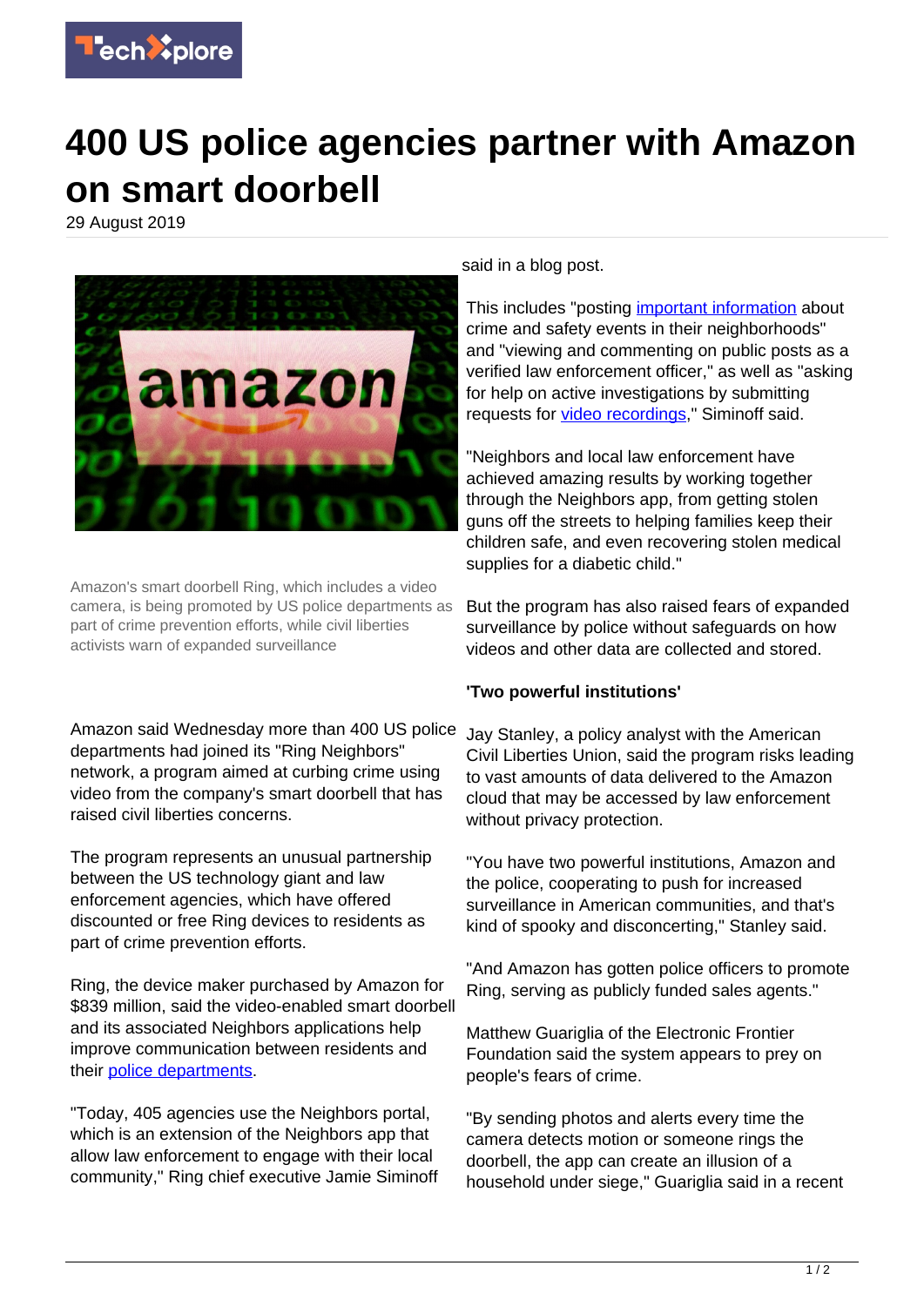# 400 US police agencies partner with Amazon on smart doorbell

29 August 2019

Amazon's smart doorbell Ring, which includes a video camera, is being promoted by US police departments as part of crime prevention efforts, while civil liberties activists warn of expanded surveillance

Amazon said Wednesday more than 400 US police departments had joined its "Ring Neighbors" network, a program aimed at curbing crime using video from the company's smart doorbell that has raised civil liberties concerns.

The program represents an unusual partnership between the US technology giant and law enforcement agencies, which have offered discounted or free Ring devices to residents as part of crime prevention efforts.

Ring, the device maker purchased by Amazon for $839 million, said the video-enabled smart doorbell and its associated Neighbors applications help improve communication between residents and their police departments.

"Today, 405 agencies use the Neighbors portal, which is an extension of the Neighbors app that allow law enforcement to engage with their local community," Ring chief executive Jamie Siminoff said in a blog post.

This includes "posting important information about crime and safety events in their neighborhoods" and "viewing and commenting on public posts as a verified law enforcement officer," as well as "asking for help on active investigations by submitting requests for video recordings," Siminoff said.

"Neighbors and local law enforcement have achieved amazing results by working together through the Neighbors app, from getting stolen guns off the streets to helping families keep their children safe, and even recovering stolen medical supplies for a diabetic child."

But the program has also raised fears of expanded surveillance by police without safeguards on how videos and other data are collected and stored.

**'Two powerful institutions'**

Jay Stanley, a policy analyst with the American Civil Liberties Union, said the program risks leading to vast amounts of data delivered to the Amazon cloud that may be accessed by law enforcement without privacy protection.

"You have two powerful institutions, Amazon and the police, cooperating to push for increased surveillance in American communities, and that's kind of spooky and disconcerting," Stanley said.

"And Amazon has gotten police officers to promote Ring, serving as publicly funded sales agents."

Matthew Guariglia of the Electronic Frontier Foundation said the system appears to prey on people's fears of crime.

"By sending photos and alerts every time the camera detects motion or someone rings the doorbell, the app can create an illusion of a household under siege," Guariglia said in a recent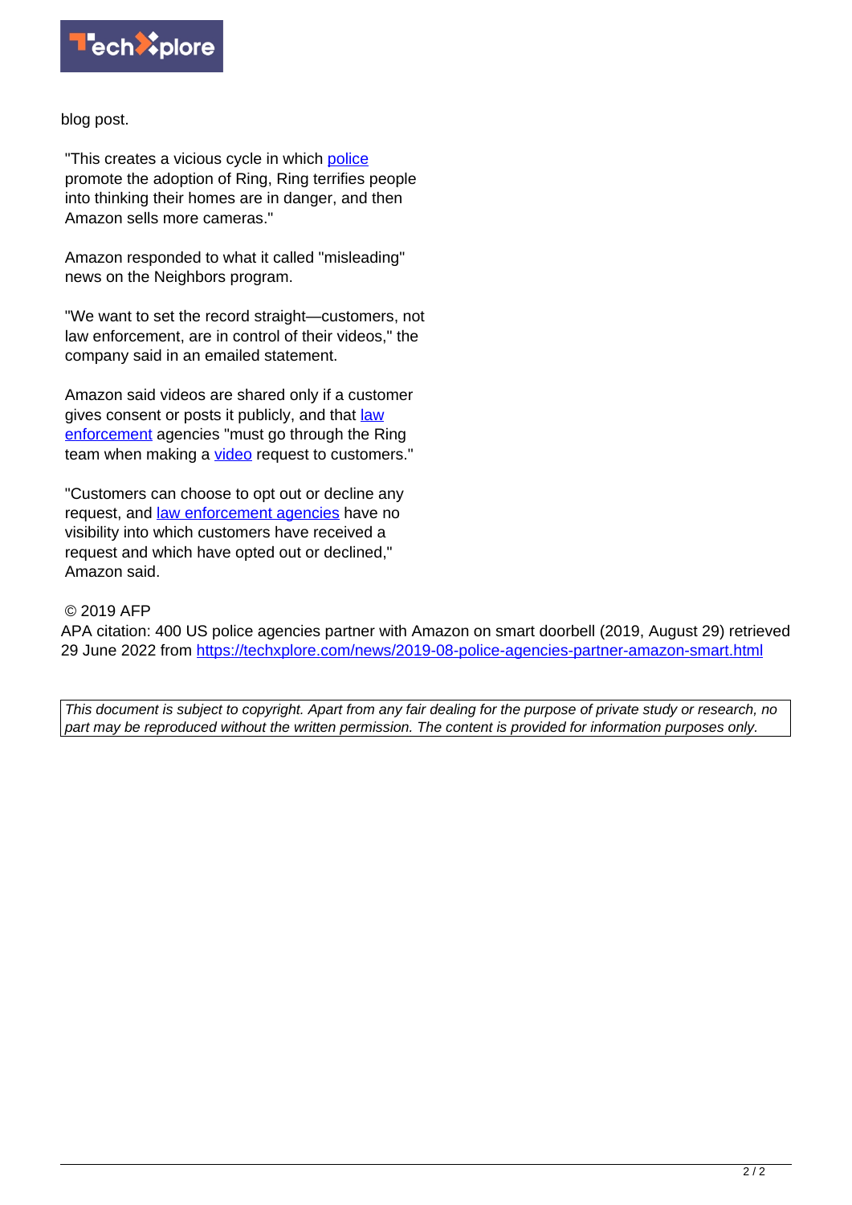blog post.

"This creates a vicious cycle in which police promote the adoption of Ring, Ring terrifies people into thinking their homes are in danger, and then Amazon sells more cameras."

Amazon responded to what it called "misleading" news on the Neighbors program.

"We want to set the record straight—customers, not law enforcement, are in control of their videos," the company said in an emailed statement.

Amazon said videos are shared only if a customer gives consent or posts it publicly, and that law enforcement agencies "must go through the Ring team when making a video request to customers."

"Customers can choose to opt out or decline any request, and law enforcement agencies have no visibility into which customers have received a request and which have opted out or declined," Amazon said.

© 2019 AFP

APA citation: 400 US police agencies partner with Amazon on smart doorbell (2019, August 29) retrieved 29 June 2022 from https://techxplore.com/news/2019-08-police-agencies-partner-amazon-smart.html

*This document is subject to copyright. Apart from any fair dealing for the purpose of private study or research, no part may be reproduced without the written permission. The content is provided for information purposes only.*